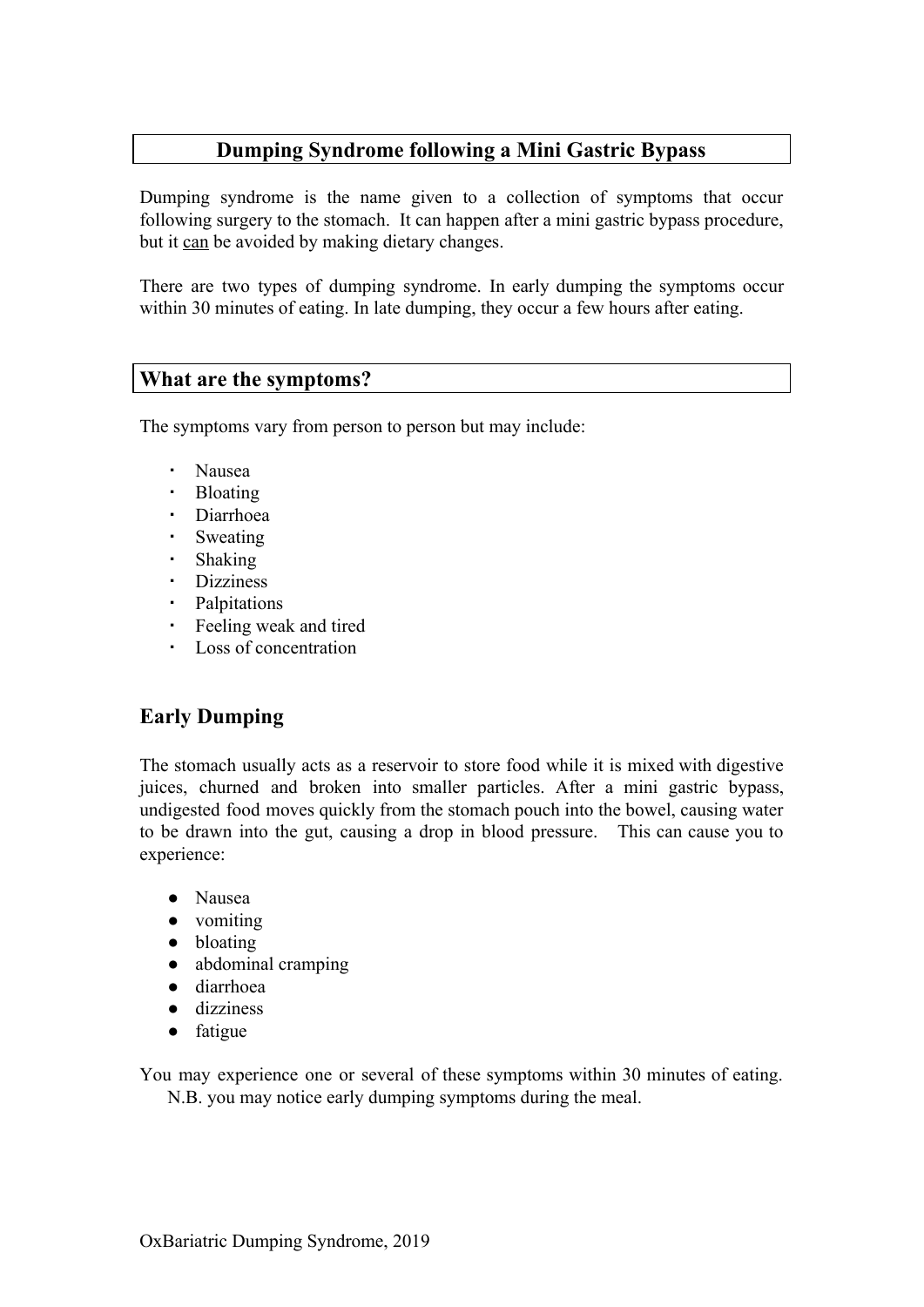# Dumping Syndrome following a Mini Gastric Bypass

Dumping syndrome is the name given to a collection of symptoms that occur following surgery to the stomach. It can happen after a mini gastric bypass procedure, but it can be avoided by making dietary changes.

There are two types of dumping syndrome. In early dumping the symptoms occur within 30 minutes of eating. In late dumping, they occur a few hours after eating.

## What are the symptoms?

The symptoms vary from person to person but may include:

- Nausea
- Bloating
- Diarrhoea
- Sweating
- Shaking
- Dizziness
- Palpitations
- Feeling weak and tired
- Loss of concentration

## Early Dumping

The stomach usually acts as a reservoir to store food while it is mixed with digestive juices, churned and broken into smaller particles. After a mini gastric bypass, undigested food moves quickly from the stomach pouch into the bowel, causing water to be drawn into the gut, causing a drop in blood pressure. This can cause you to experience:

- Nausea
- vomiting
- bloating
- abdominal cramping
- diarrhoea
- dizziness
- fatigue

You may experience one or several of these symptoms within 30 minutes of eating. N.B. you may notice early dumping symptoms during the meal.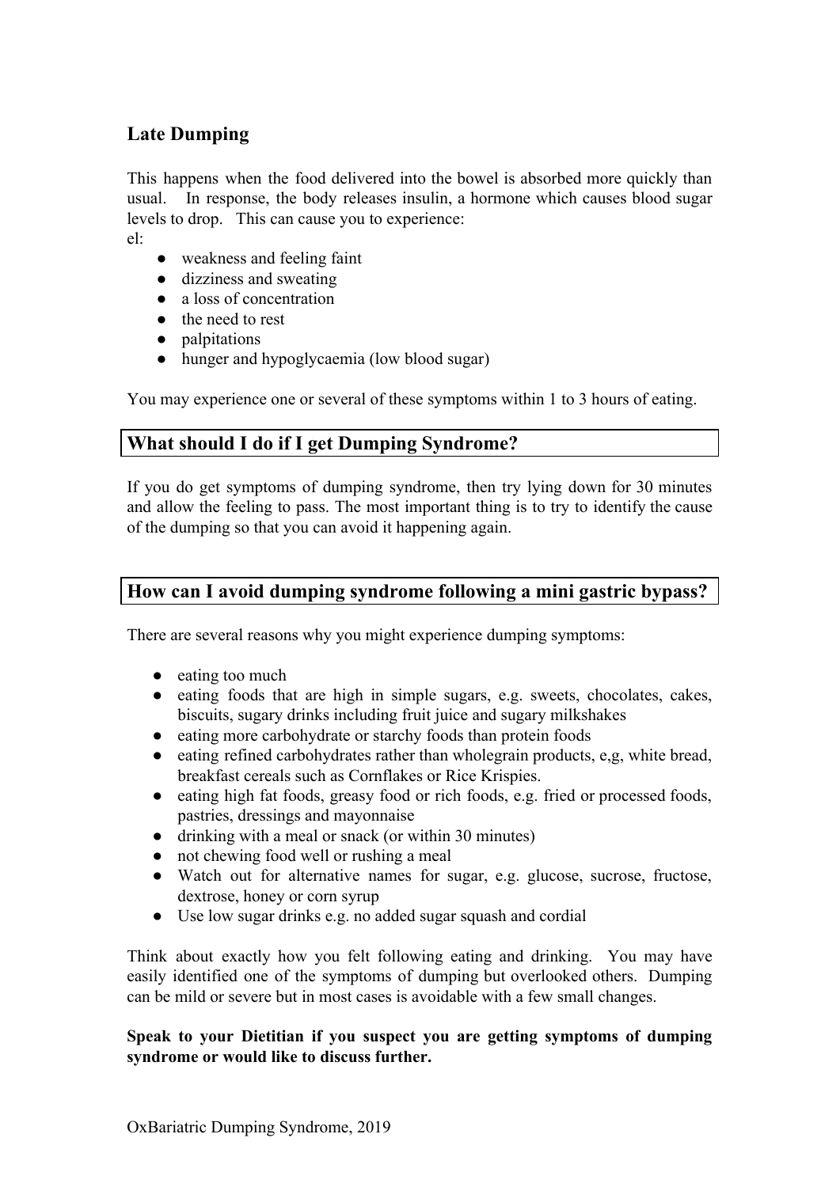## Late Dumping

This happens when the food delivered into the bowel is absorbed more quickly than usual. In response, the body releases insulin, a hormone which causes blood sugar levels to drop. This can cause you to experience:
el:

- weakness and feeling faint
- dizziness and sweating
- a loss of concentration
- the need to rest
- palpitations
- hunger and hypoglycaemia (low blood sugar)

You may experience one or several of these symptoms within 1 to 3 hours of eating.

## What should I do if I get Dumping Syndrome?

If you do get symptoms of dumping syndrome, then try lying down for 30 minutes and allow the feeling to pass. The most important thing is to try to identify the cause of the dumping so that you can avoid it happening again.

## How can I avoid dumping syndrome following a mini gastric bypass?

There are several reasons why you might experience dumping symptoms:

- eating too much
- eating foods that are high in simple sugars, e.g. sweets, chocolates, cakes, biscuits, sugary drinks including fruit juice and sugary milkshakes
- eating more carbohydrate or starchy foods than protein foods
- eating refined carbohydrates rather than wholegrain products, e,g, white bread, breakfast cereals such as Cornflakes or Rice Krispies.
- eating high fat foods, greasy food or rich foods, e.g. fried or processed foods, pastries, dressings and mayonnaise
- drinking with a meal or snack (or within 30 minutes)
- not chewing food well or rushing a meal
- Watch out for alternative names for sugar, e.g. glucose, sucrose, fructose, dextrose, honey or corn syrup
- Use low sugar drinks e.g. no added sugar squash and cordial

Think about exactly how you felt following eating and drinking. You may have easily identified one of the symptoms of dumping but overlooked others. Dumping can be mild or severe but in most cases is avoidable with a few small changes.

**Speak to your Dietitian if you suspect you are getting symptoms of dumping syndrome or would like to discuss further.**